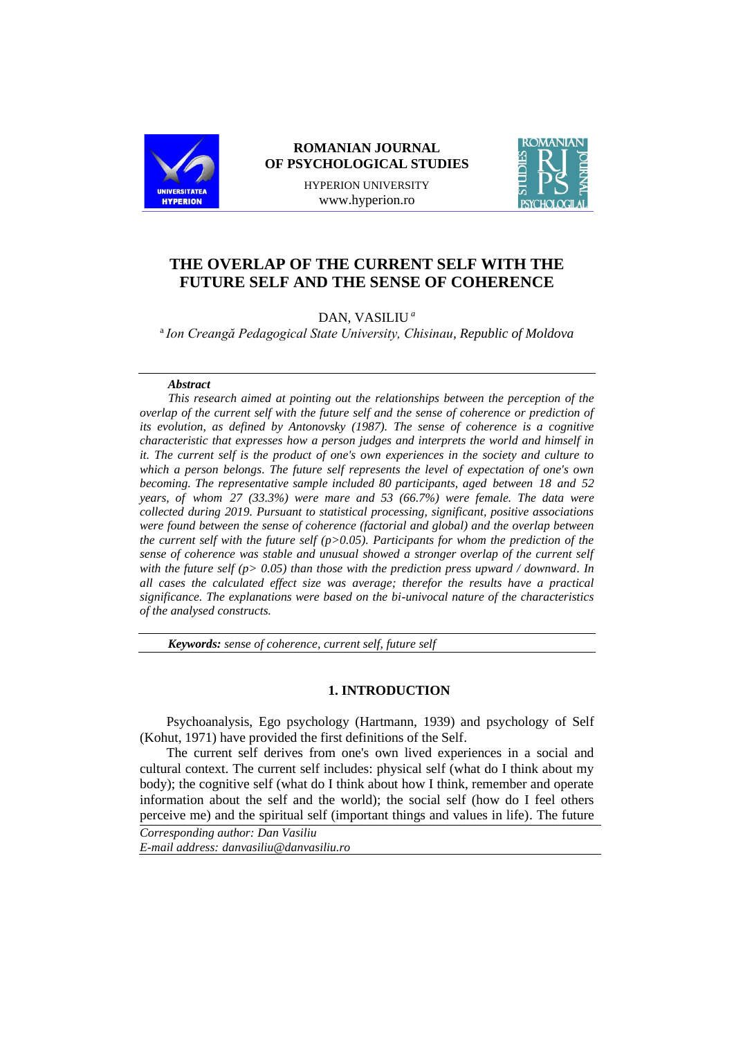ROMANIAN JOURNAL OF PSYCHOLOGICAL STUDIES

HYPERION UNIVERSITY

www.hyperion.ro

# THE OVERLAP OF THE CURRENT SELF WITH THE FUTURE SELF AND THE SENSE OF COHERENCE

DAN, VASILIU [a]

[a] *Ion Creangă Pedagogical State University, Chisinau, Republic of Moldova*

***Abstract***

*This research aimed at pointing out the relationships between the perception of the overlap of the current self with the future self and the sense of coherence or prediction of its evolution, as defined by Antonovsky (1987). The sense of coherence is a cognitive characteristic that expresses how a person judges and interprets the world and himself in it. The current self is the product of one's own experiences in the society and culture to which a person belongs. The future self represents the level of expectation of one's own becoming. The representative sample included 80 participants, aged between 18 and 52 years, of whom 27 (33.3%) were mare and 53 (66.7%) were female. The data were collected during 2019. Pursuant to statistical processing, significant, positive associations were found between the sense of coherence (factorial and global) and the overlap between the current self with the future self ($p>0.05$). Participants for whom the prediction of the sense of coherence was stable and unusual showed a stronger overlap of the current self with the future self ($p> 0.05$) than those with the prediction press upward / downward. In all cases the calculated effect size was average; therefor the results have a practical significance. The explanations were based on the bi-univocal nature of the characteristics of the analysed constructs.*

***Keywords:*** *sense of coherence, current self, future self*

## 1. INTRODUCTION

Psychoanalysis, Ego psychology (Hartmann, 1939) and psychology of Self (Kohut, 1971) have provided the first definitions of the Self.

The current self derives from one's own lived experiences in a social and cultural context. The current self includes: physical self (what do I think about my body); the cognitive self (what do I think about how I think, remember and operate information about the self and the world); the social self (how do I feel others perceive me) and the spiritual self (important things and values in life). The future

*Corresponding author: Dan Vasiliu*
*E-mail address: danvasiliu@danvasiliu.ro*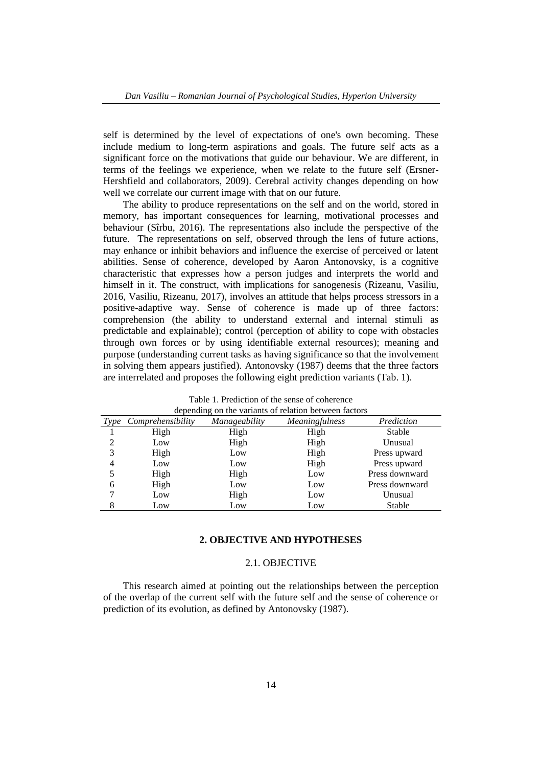self is determined by the level of expectations of one's own becoming. These include medium to long-term aspirations and goals. The future self acts as a significant force on the motivations that guide our behaviour. We are different, in terms of the feelings we experience, when we relate to the future self (Ersner-Hershfield and collaborators, 2009). Cerebral activity changes depending on how well we correlate our current image with that on our future.

The ability to produce representations on the self and on the world, stored in memory, has important consequences for learning, motivational processes and behaviour (Sîrbu, 2016). The representations also include the perspective of the future. The representations on self, observed through the lens of future actions, may enhance or inhibit behaviors and influence the exercise of perceived or latent abilities. Sense of coherence, developed by Aaron Antonovsky, is a cognitive characteristic that expresses how a person judges and interprets the world and himself in it. The construct, with implications for sanogenesis (Rizeanu, Vasiliu, 2016, Vasiliu, Rizeanu, 2017), involves an attitude that helps process stressors in a positive-adaptive way. Sense of coherence is made up of three factors: comprehension (the ability to understand external and internal stimuli as predictable and explainable); control (perception of ability to cope with obstacles through own forces or by using identifiable external resources); meaning and purpose (understanding current tasks as having significance so that the involvement in solving them appears justified). Antonovsky (1987) deems that the three factors are interrelated and proposes the following eight prediction variants (Tab. 1).

Table 1. Prediction of the sense of coherence depending on the variants of relation between factors

| *Type* | *Comprehensibility* | *Manageability* | *Meaningfulness* | *Prediction* |
|---|---|---|---|---|
| 1 | High | High | High | Stable |
| 2 | Low | High | High | Unusual |
| 3 | High | Low | High | Press upward |
| 4 | Low | Low | High | Press upward |
| 5 | High | High | Low | Press downward |
| 6 | High | Low | Low | Press downward |
| 7 | Low | High | Low | Unusual |
| 8 | Low | Low | Low | Stable |

## 2. OBJECTIVE AND HYPOTHESES

### 2.1. OBJECTIVE

This research aimed at pointing out the relationships between the perception of the overlap of the current self with the future self and the sense of coherence or prediction of its evolution, as defined by Antonovsky (1987).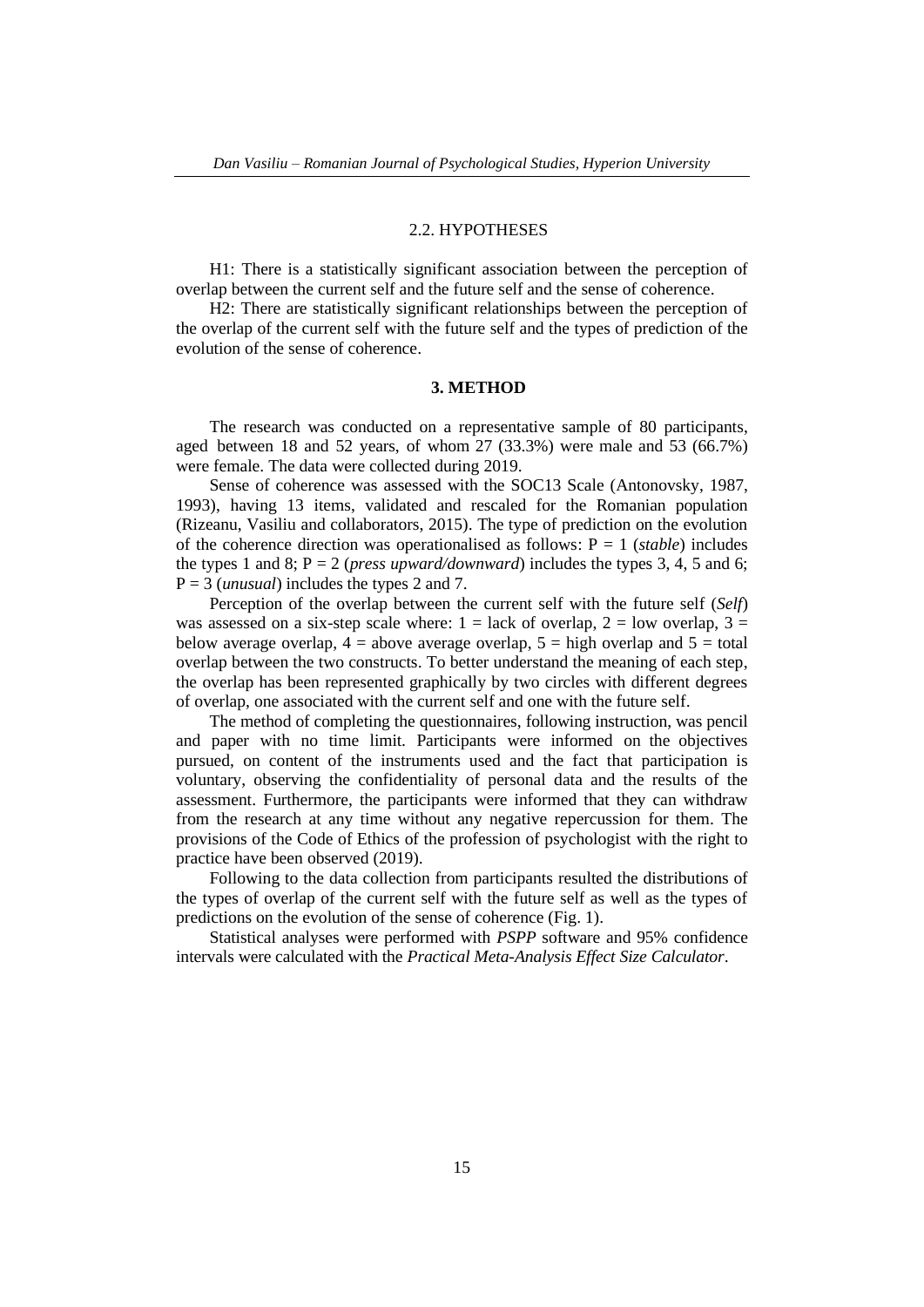## 2.2. HYPOTHESES

H1: There is a statistically significant association between the perception of overlap between the current self and the future self and the sense of coherence.

H2: There are statistically significant relationships between the perception of the overlap of the current self with the future self and the types of prediction of the evolution of the sense of coherence.

# 3. METHOD

The research was conducted on a representative sample of 80 participants, aged between 18 and 52 years, of whom 27 (33.3%) were male and 53 (66.7%) were female. The data were collected during 2019.

Sense of coherence was assessed with the SOC13 Scale (Antonovsky, 1987, 1993), having 13 items, validated and rescaled for the Romanian population (Rizeanu, Vasiliu and collaborators, 2015). The type of prediction on the evolution of the coherence direction was operationalised as follows: P = 1 (*stable*) includes the types 1 and 8; P = 2 (*press upward/downward*) includes the types 3, 4, 5 and 6; P = 3 (*unusual*) includes the types 2 and 7.

Perception of the overlap between the current self with the future self (*Self*) was assessed on a six-step scale where: 1 = lack of overlap, 2 = low overlap, 3 = below average overlap, 4 = above average overlap, 5 = high overlap and 5 = total overlap between the two constructs. To better understand the meaning of each step, the overlap has been represented graphically by two circles with different degrees of overlap, one associated with the current self and one with the future self.

The method of completing the questionnaires, following instruction, was pencil and paper with no time limit. Participants were informed on the objectives pursued, on content of the instruments used and the fact that participation is voluntary, observing the confidentiality of personal data and the results of the assessment. Furthermore, the participants were informed that they can withdraw from the research at any time without any negative repercussion for them. The provisions of the Code of Ethics of the profession of psychologist with the right to practice have been observed (2019).

Following to the data collection from participants resulted the distributions of the types of overlap of the current self with the future self as well as the types of predictions on the evolution of the sense of coherence (Fig. 1).

Statistical analyses were performed with *PSPP* software and 95% confidence intervals were calculated with the *Practical Meta-Analysis Effect Size Calculator*.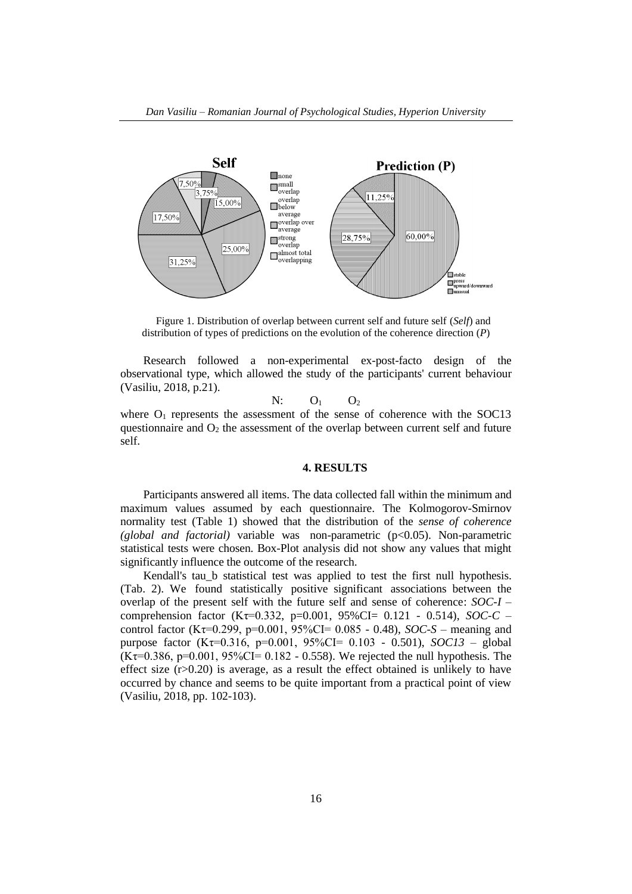Figure 1. Distribution of overlap between current self and future self (*Self*) and distribution of types of predictions on the evolution of the coherence direction (*P*)

Research followed a non-experimental ex-post-facto design of the observational type, which allowed the study of the participants' current behaviour (Vasiliu, 2018, p.21).

$$N: \quad O_1 \quad O_2$$

where $O_1$ represents the assessment of the sense of coherence with the SOC13 questionnaire and $O_2$ the assessment of the overlap between current self and future self.

## 4. RESULTS

Participants answered all items. The data collected fall within the minimum and maximum values assumed by each questionnaire. The Kolmogorov-Smirnov normality test (Table 1) showed that the distribution of the *sense of coherence (global and factorial)* variable was non-parametric ($p<0.05$). Non-parametric statistical tests were chosen. Box-Plot analysis did not show any values that might significantly influence the outcome of the research.

Kendall's tau_b statistical test was applied to test the first null hypothesis. (Tab. 2). We found statistically positive significant associations between the overlap of the present self with the future self and sense of coherence: *SOC-I* – comprehension factor ($K\tau=0.332$, $p=0.001$, 95%CI= 0.121 - 0.514), *SOC-C* – control factor ($K\tau=0.299$, $p=0.001$, 95%CI= 0.085 - 0.48), *SOC-S* – meaning and purpose factor ($K\tau=0.316$, $p=0.001$, 95%CI= 0.103 - 0.501), *SOC13* – global ($K\tau=0.386$, $p=0.001$, 95%CI= 0.182 - 0.558). We rejected the null hypothesis. The effect size ($r>0.20$) is average, as a result the effect obtained is unlikely to have occurred by chance and seems to be quite important from a practical point of view (Vasiliu, 2018, pp. 102-103).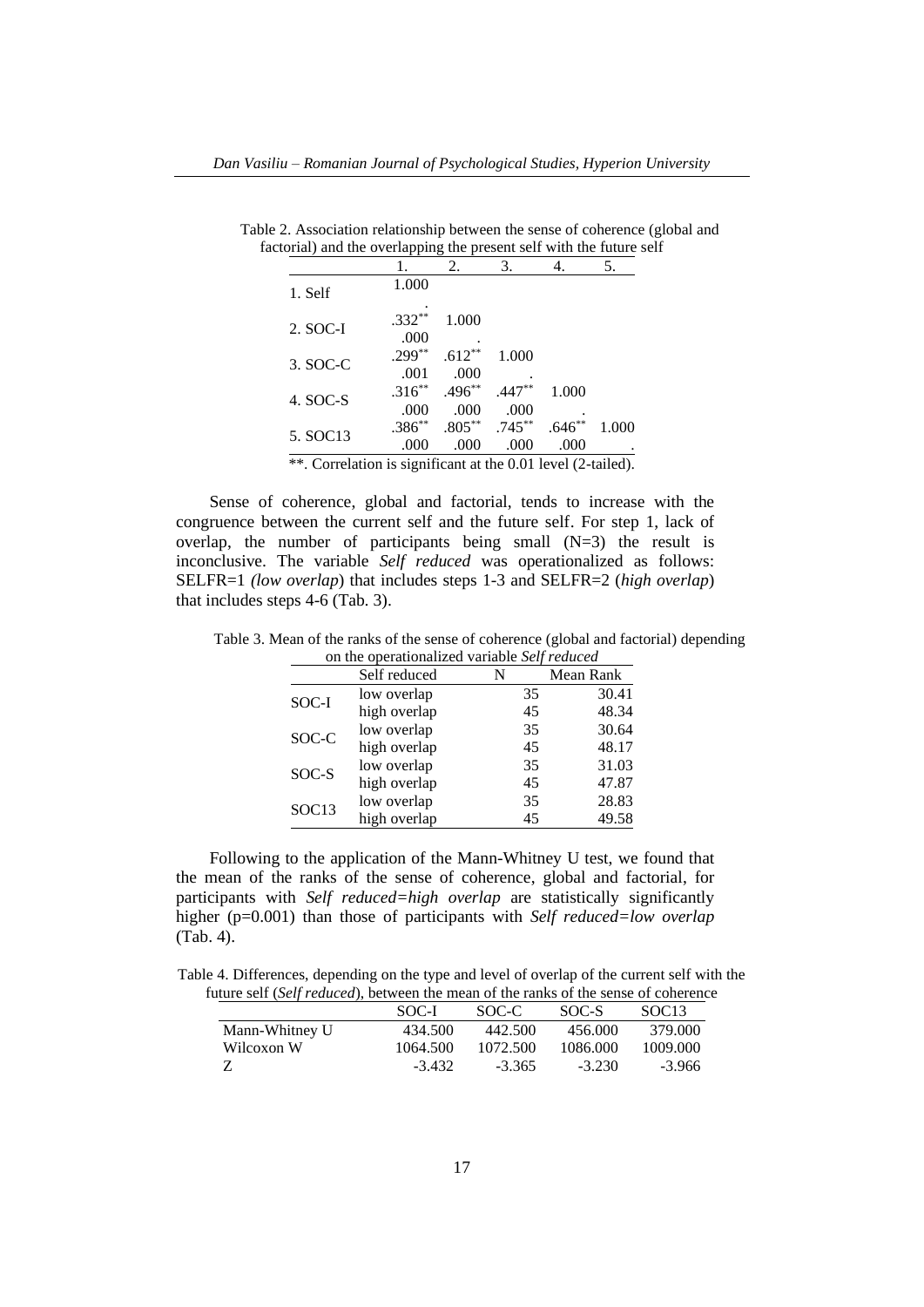Table 2. Association relationship between the sense of coherence (global and factorial) and the overlapping the present self with the future self

| | 1. | 2. | 3. | 4. | 5. |
|---|---|---|---|---|---|
| 1. Self | 1.000 | | | | |
| | . | | | | |
| 2. SOC-I | .332** | 1.000 | | | |
| | .000 | . | | | |
| 3. SOC-C | .299** | .612** | 1.000 | | |
| | .001 | .000 | . | | |
| 4. SOC-S | .316** | .496** | .447** | 1.000 | |
| | .000 | .000 | .000 | . | |
| 5. SOC13 | .386** | .805** | .745** | .646** | 1.000 |
| | .000 | .000 | .000 | .000 | . |

**. Correlation is significant at the 0.01 level (2-tailed).

Sense of coherence, global and factorial, tends to increase with the congruence between the current self and the future self. For step 1, lack of overlap, the number of participants being small (N=3) the result is inconclusive. The variable *Self reduced* was operationalized as follows: SELFR=1 *(low overlap)* that includes steps 1-3 and SELFR=2 (*high overlap*) that includes steps 4-6 (Tab. 3).

Table 3. Mean of the ranks of the sense of coherence (global and factorial) depending on the operationalized variable *Self reduced*

| | Self reduced | N | Mean Rank |
|---|---|---|---|
| SOC-I | low overlap | 35 | 30.41 |
| | high overlap | 45 | 48.34 |
| SOC-C | low overlap | 35 | 30.64 |
| | high overlap | 45 | 48.17 |
| SOC-S | low overlap | 35 | 31.03 |
| | high overlap | 45 | 47.87 |
| SOC13 | low overlap | 35 | 28.83 |
| | high overlap | 45 | 49.58 |

Following to the application of the Mann-Whitney U test, we found that the mean of the ranks of the sense of coherence, global and factorial, for participants with *Self reduced=high overlap* are statistically significantly higher (p=0.001) than those of participants with *Self reduced=low overlap* (Tab. 4).

Table 4. Differences, depending on the type and level of overlap of the current self with the future self (*Self reduced*), between the mean of the ranks of the sense of coherence

| | SOC-I | SOC-C | SOC-S | SOC13 |
|---|---|---|---|---|
| Mann-Whitney U | 434.500 | 442.500 | 456.000 | 379.000 |
| Wilcoxon W | 1064.500 | 1072.500 | 1086.000 | 1009.000 |
| Z | -3.432 | -3.365 | -3.230 | -3.966 |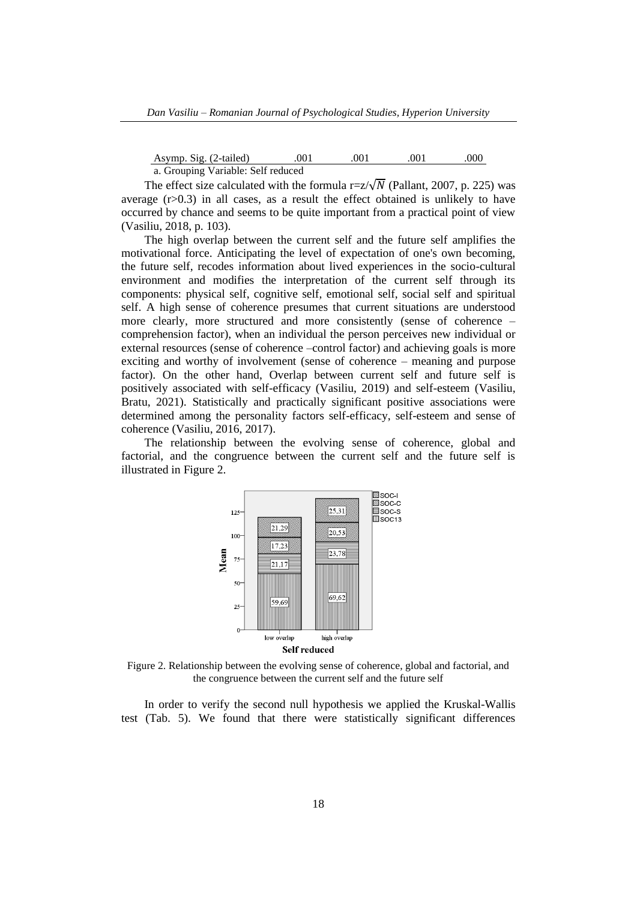| Asymp. Sig. (2-tailed) | .001 | .001 | .001 | .000 |
|---|---|---|---|---|

a. Grouping Variable: Self reduced

The effect size calculated with the formula $r=z/\sqrt{N}$ (Pallant, 2007, p. 225) was average ($r>0.3$) in all cases, as a result the effect obtained is unlikely to have occurred by chance and seems to be quite important from a practical point of view (Vasiliu, 2018, p. 103).

The high overlap between the current self and the future self amplifies the motivational force. Anticipating the level of expectation of one's own becoming, the future self, recodes information about lived experiences in the socio-cultural environment and modifies the interpretation of the current self through its components: physical self, cognitive self, emotional self, social self and spiritual self. A high sense of coherence presumes that current situations are understood more clearly, more structured and more consistently (sense of coherence – comprehension factor), when an individual the person perceives new individual or external resources (sense of coherence –control factor) and achieving goals is more exciting and worthy of involvement (sense of coherence – meaning and purpose factor). On the other hand, Overlap between current self and future self is positively associated with self-efficacy (Vasiliu, 2019) and self-esteem (Vasiliu, Bratu, 2021). Statistically and practically significant positive associations were determined among the personality factors self-efficacy, self-esteem and sense of coherence (Vasiliu, 2016, 2017).

The relationship between the evolving sense of coherence, global and factorial, and the congruence between the current self and the future self is illustrated in Figure 2.

Figure 2. Relationship between the evolving sense of coherence, global and factorial, and the congruence between the current self and the future self

In order to verify the second null hypothesis we applied the Kruskal-Wallis test (Tab. 5). We found that there were statistically significant differences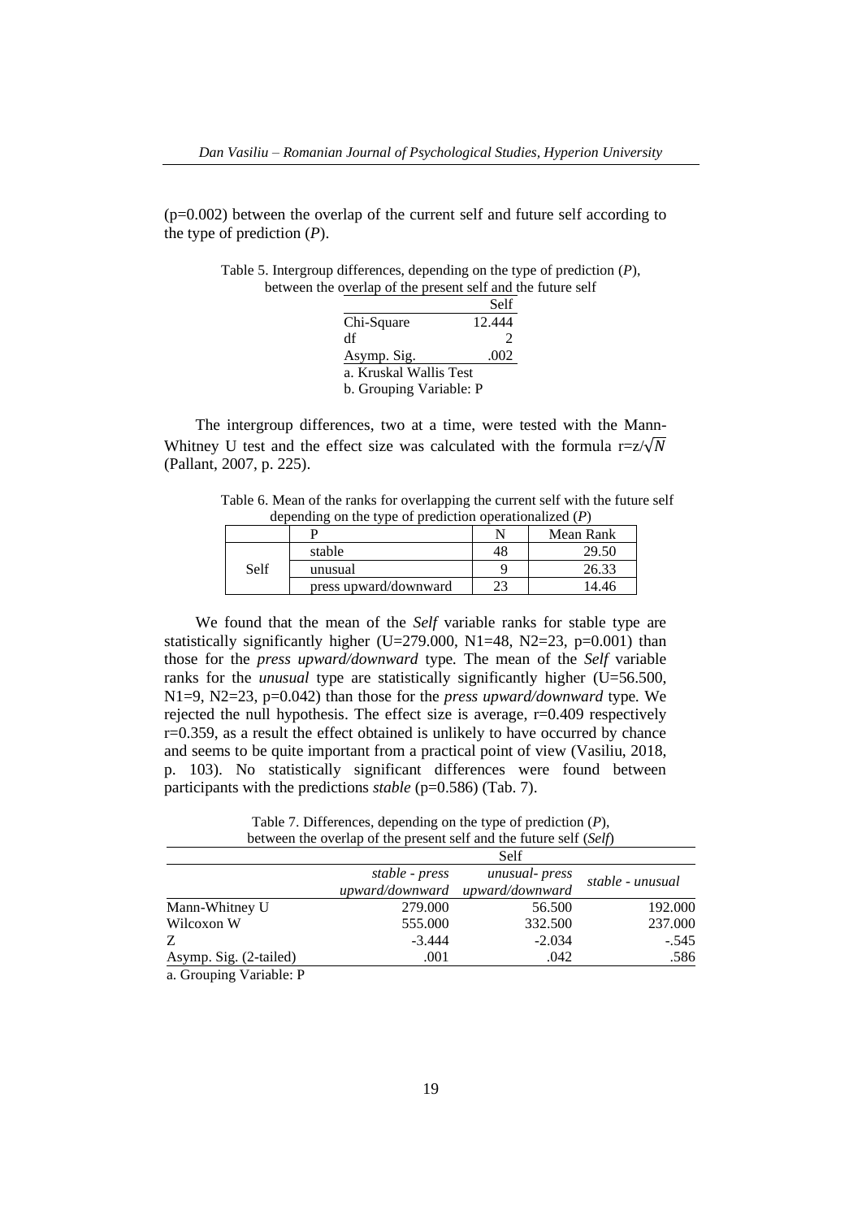(p=0.002) between the overlap of the current self and future self according to the type of prediction (*P*).

Table 5. Intergroup differences, depending on the type of prediction (*P*), between the overlap of the present self and the future self

| | Self |
|---|---|
| Chi-Square | 12.444 |
| df | 2 |
| Asymp. Sig. | .002 |

a. Kruskal Wallis Test
b. Grouping Variable: P

The intergroup differences, two at a time, were tested with the Mann-Whitney U test and the effect size was calculated with the formula $r=z/\sqrt{N}$ (Pallant, 2007, p. 225).

Table 6. Mean of the ranks for overlapping the current self with the future self depending on the type of prediction operationalized (*P*)

| | P | N | Mean Rank |
|---|---|---|---|
| Self | stable | 48 | 29.50 |
| | unusual | 9 | 26.33 |
| | press upward/downward | 23 | 14.46 |

We found that the mean of the *Self* variable ranks for stable type are statistically significantly higher (U=279.000, N1=48, N2=23, p=0.001) than those for the *press upward/downward* type. The mean of the *Self* variable ranks for the *unusual* type are statistically significantly higher (U=56.500, N1=9, N2=23, p=0.042) than those for the *press upward/downward* type. We rejected the null hypothesis. The effect size is average, r=0.409 respectively r=0.359, as a result the effect obtained is unlikely to have occurred by chance and seems to be quite important from a practical point of view (Vasiliu, 2018, p. 103). No statistically significant differences were found between participants with the predictions *stable* (p=0.586) (Tab. 7).

Table 7. Differences, depending on the type of prediction (*P*), between the overlap of the present self and the future self (*Self*)

| | Self | | |
|---|---|---|---|
| | *stable - press upward/downward* | *unusual- press upward/downward* | *stable - unusual* |
| Mann-Whitney U | 279.000 | 56.500 | 192.000 |
| Wilcoxon W | 555.000 | 332.500 | 237.000 |
| Z | -3.444 | -2.034 | -.545 |
| Asymp. Sig. (2-tailed) | .001 | .042 | .586 |

a. Grouping Variable: P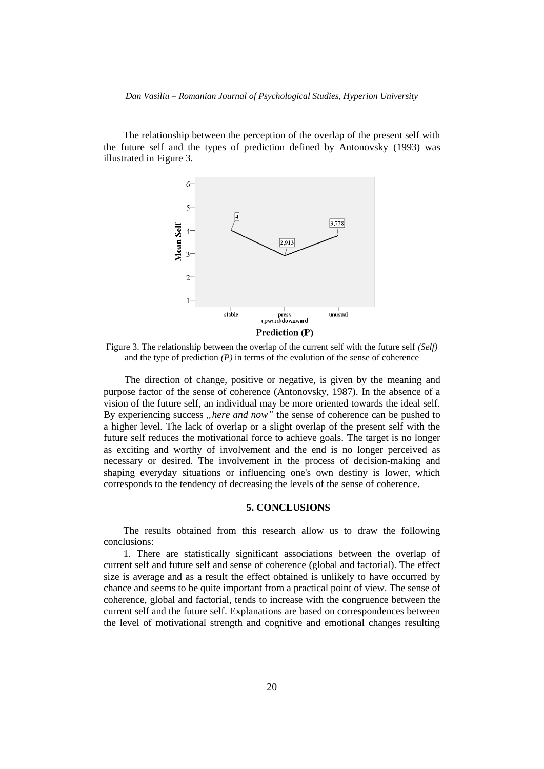The relationship between the perception of the overlap of the present self with the future self and the types of prediction defined by Antonovsky (1993) was illustrated in Figure 3.

Figure 3. The relationship between the overlap of the current self with the future self *(Self)* and the type of prediction *(P)* in terms of the evolution of the sense of coherence

The direction of change, positive or negative, is given by the meaning and purpose factor of the sense of coherence (Antonovsky, 1987). In the absence of a vision of the future self, an individual may be more oriented towards the ideal self. By experiencing success *„here and now"* the sense of coherence can be pushed to a higher level. The lack of overlap or a slight overlap of the present self with the future self reduces the motivational force to achieve goals. The target is no longer as exciting and worthy of involvement and the end is no longer perceived as necessary or desired. The involvement in the process of decision-making and shaping everyday situations or influencing one's own destiny is lower, which corresponds to the tendency of decreasing the levels of the sense of coherence.

## 5. CONCLUSIONS

The results obtained from this research allow us to draw the following conclusions:

1. There are statistically significant associations between the overlap of current self and future self and sense of coherence (global and factorial). The effect size is average and as a result the effect obtained is unlikely to have occurred by chance and seems to be quite important from a practical point of view. The sense of coherence, global and factorial, tends to increase with the congruence between the current self and the future self. Explanations are based on correspondences between the level of motivational strength and cognitive and emotional changes resulting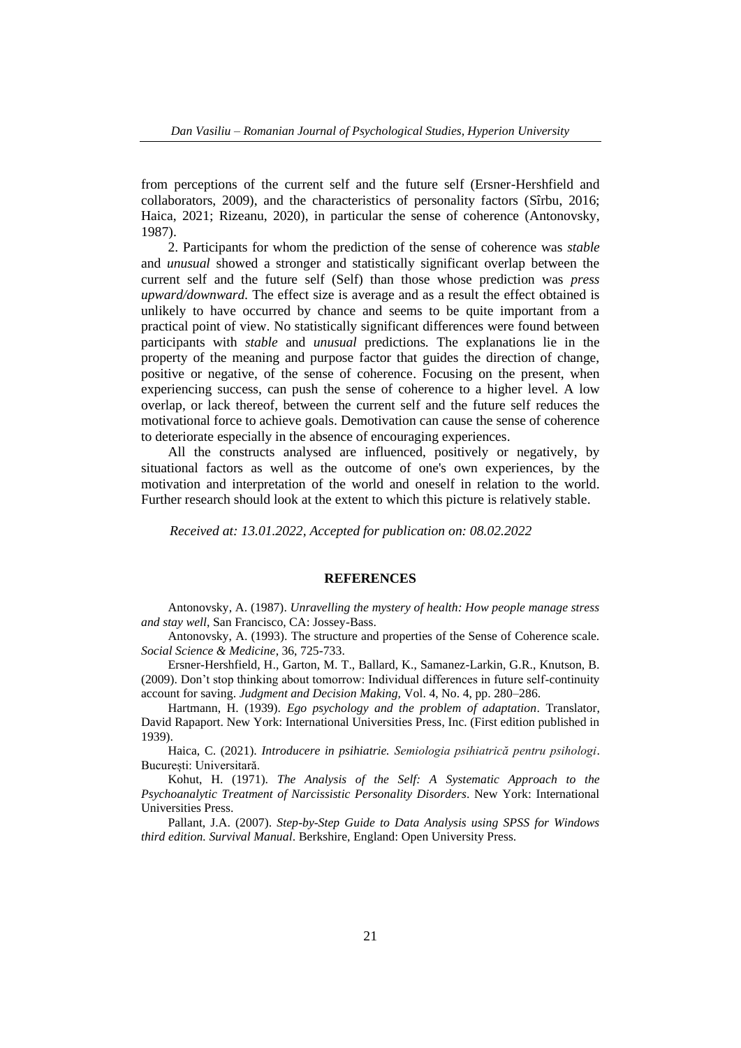from perceptions of the current self and the future self (Ersner-Hershfield and collaborators, 2009), and the characteristics of personality factors (Sîrbu, 2016; Haica, 2021; Rizeanu, 2020), in particular the sense of coherence (Antonovsky, 1987).

2. Participants for whom the prediction of the sense of coherence was *stable* and *unusual* showed a stronger and statistically significant overlap between the current self and the future self (Self) than those whose prediction was *press upward/downward*. The effect size is average and as a result the effect obtained is unlikely to have occurred by chance and seems to be quite important from a practical point of view. No statistically significant differences were found between participants with *stable* and *unusual* predictions. The explanations lie in the property of the meaning and purpose factor that guides the direction of change, positive or negative, of the sense of coherence. Focusing on the present, when experiencing success, can push the sense of coherence to a higher level. A low overlap, or lack thereof, between the current self and the future self reduces the motivational force to achieve goals. Demotivation can cause the sense of coherence to deteriorate especially in the absence of encouraging experiences.

All the constructs analysed are influenced, positively or negatively, by situational factors as well as the outcome of one's own experiences, by the motivation and interpretation of the world and oneself in relation to the world. Further research should look at the extent to which this picture is relatively stable.

*Received at: 13.01.2022, Accepted for publication on: 08.02.2022*

## REFERENCES

Antonovsky, A. (1987). *Unravelling the mystery of health: How people manage stress and stay well*, San Francisco, CA: Jossey-Bass.

Antonovsky, A. (1993). The structure and properties of the Sense of Coherence scale. *Social Science & Medicine*, 36, 725-733.

Ersner-Hershfield, H., Garton, M. T., Ballard, K., Samanez-Larkin, G.R., Knutson, B. (2009). Don't stop thinking about tomorrow: Individual differences in future self-continuity account for saving. *Judgment and Decision Making,* Vol. 4, No. 4, pp. 280–286.

Hartmann, H. (1939). *Ego psychology and the problem of adaptation*. Translator, David Rapaport. New York: International Universities Press, Inc. (First edition published in 1939).

Haica, C. (2021). *Introducere in psihiatrie. Semiologia psihiatrică pentru psihologi*. București: Universitară.

Kohut, H. (1971). *The Analysis of the Self: A Systematic Approach to the Psychoanalytic Treatment of Narcissistic Personality Disorders*. New York: International Universities Press.

Pallant, J.A. (2007). *Step-by-Step Guide to Data Analysis using SPSS for Windows third edition. Survival Manual*. Berkshire, England: Open University Press.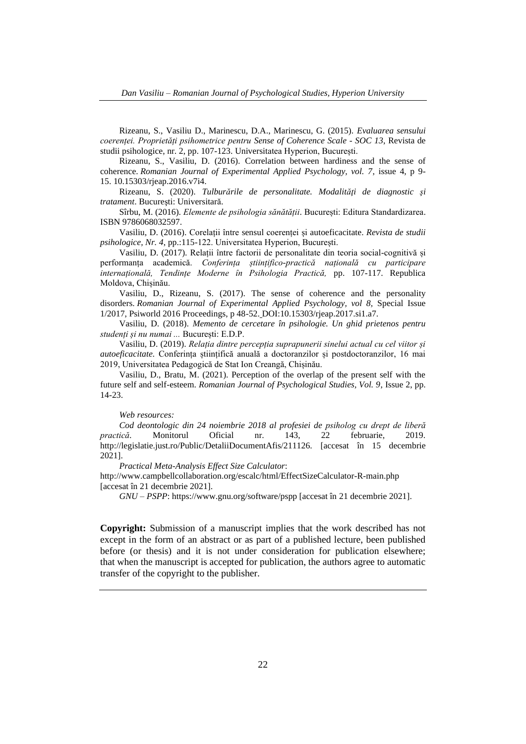Rizeanu, S., Vasiliu D., Marinescu, D.A., Marinescu, G. (2015). *Evaluarea sensului coerenței. Proprietăți psihometrice pentru Sense of Coherence Scale - SOC 13*, Revista de studii psihologice, nr. 2, pp. 107-123. Universitatea Hyperion, București.

Rizeanu, S., Vasiliu, D. (2016). Correlation between hardiness and the sense of coherence. *Romanian Journal of Experimental Applied Psychology, vol. 7*, issue 4, p 9-15. 10.15303/rjeap.2016.v7i4.

Rizeanu, S. (2020). *Tulburările de personalitate. Modalități de diagnostic și tratament*. București: Universitară.

Sîrbu, M. (2016). *Elemente de psihologia sănătății*. București: Editura Standardizarea. ISBN 9786068032597.

Vasiliu, D. (2016). Corelații între sensul coerenței și autoeficacitate. *Revista de studii psihologice, Nr. 4*, pp.:115-122. Universitatea Hyperion, București.

Vasiliu, D. (2017). Relații între factorii de personalitate din teoria social-cognitivă și performanța academică. *Conferința științifico-practică națională cu participare internațională, Tendințe Moderne în Psihologia Practică,* pp. 107-117. Republica Moldova, Chișinău.

Vasiliu, D., Rizeanu, S. (2017). The sense of coherence and the personality disorders. *Romanian Journal of Experimental Applied Psychology, vol 8*, Special Issue 1/2017, Psiworld 2016 Proceedings, p 48-52. DOI:10.15303/rjeap.2017.si1.a7.

Vasiliu, D. (2018). *Memento de cercetare în psihologie. Un ghid prietenos pentru studenți și nu numai ...* București: E.D.P.

Vasiliu, D. (2019). *Relația dintre percepția suprapunerii sinelui actual cu cel viitor și autoeficacitate.* Conferința științifică anuală a doctoranzilor și postdoctoranzilor, 16 mai 2019, Universitatea Pedagogică de Stat Ion Creangă, Chișinău.

Vasiliu, D., Bratu, M. (2021). Perception of the overlap of the present self with the future self and self-esteem. *Romanian Journal of Psychological Studies, Vol. 9*, Issue 2, pp. 14-23.

*Web resources:*

*Cod deontologic din 24 noiembrie 2018 al profesiei de psiholog cu drept de liberă practică*. Monitorul Oficial nr. 143, 22 februarie, 2019. http://legislatie.just.ro/Public/DetaliiDocumentAfis/211126. [accesat în 15 decembrie 2021].

*Practical Meta-Analysis Effect Size Calculator*:
http://www.campbellcollaboration.org/escalc/html/EffectSizeCalculator-R-main.php [accesat în 21 decembrie 2021].

*GNU – PSPP*: https://www.gnu.org/software/pspp [accesat în 21 decembrie 2021].

**Copyright:** Submission of a manuscript implies that the work described has not except in the form of an abstract or as part of a published lecture, been published before (or thesis) and it is not under consideration for publication elsewhere; that when the manuscript is accepted for publication, the authors agree to automatic transfer of the copyright to the publisher.